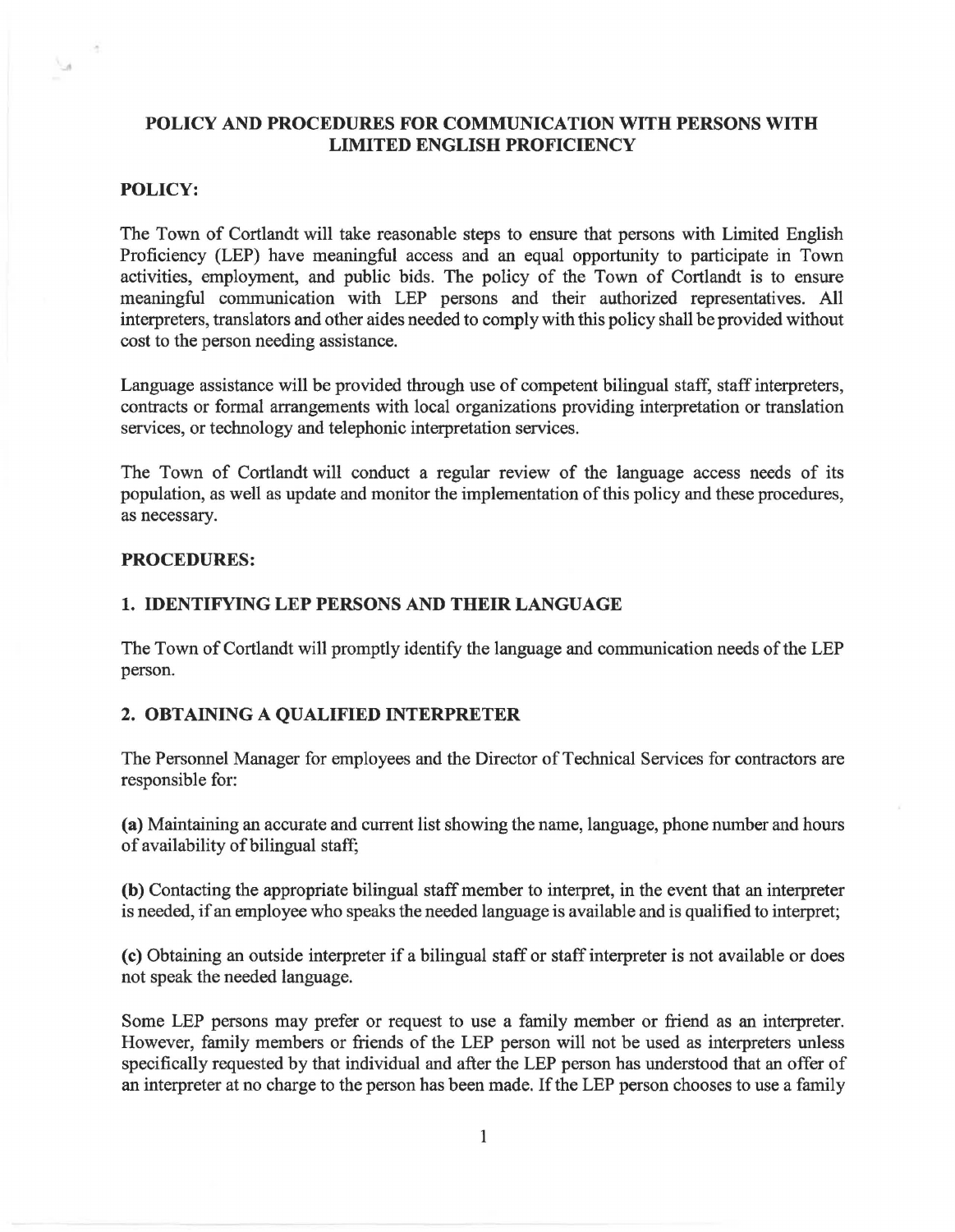# POLICY AND PROCEDURES FOR COMMUNICATION WITH PERSONS WITH LIMITED ENGLISH PROFICIENCY

## POLICY:

The Town of Cortlandt will take reasonable steps to ensure that persons with Limited English Proficiency (LEP) have meaningful access and an equal opportunity to participate in Town activities, employment, and public bids. The policy of the Town of Cortlandt is to ensure meaningful communication with LEP persons and their authorized representatives. All interpreters, translators and other aides needed to comply with this policy shall be provided without cost to the person needing assistance.

Language assistance will be provided through use of competent bilingual staff, staff interpreters, contracts or formal arrangements with local organizations providing interpretation or translation services, or technology and telephonic interpretation services.

The Town of Cortlandt will conduct a regular review of the language access needs of its population, as well as update and monitor the implementation of this policy and these procedures, as necessary.

## PROCEDURES:

### 1. IDENTIFYING LEP PERSONS AND THEIR LANGUAGE

The Town of Cortlandt will promptly identify the language and communication needs of the LEP person.

### 2. OBTAINING A QUALIFIED INTERPRETER

The Personnel Manager for employees and the Director of Technical Services for contractors are responsible for:

**(a)** Maintaining an accurate and current list showing the name, language, phone number and hours of availability of bilingual staff;

**(b)** Contacting the appropriate bilingual staff member to interpret, in the event that an interpreter is needed, if an employee who speaks the needed language is available and is qualified to interpret;

**(c)** Obtaining an outside interpreter if a bilingual staff or staff interpreter is not available or does not speak the needed language.

Some LEP persons may prefer or request to use a family member or friend as an interpreter. However, family members or friends of the LEP person will not be used as interpreters unless specifically requested by that individual and after the LEP person has understood that an offer of an interpreter at no charge to the person has been made. If the LEP person chooses to use a family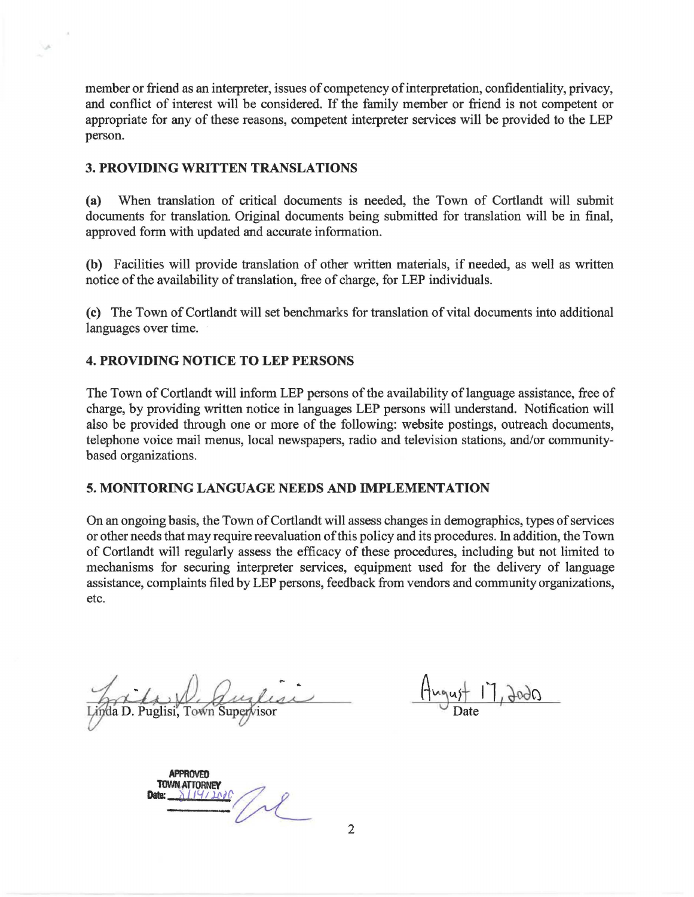member or friend as an interpreter, issues of competency of interpretation, confidentiality, privacy, and conflict of interest will be considered. If the family member or friend is not competent or appropriate for any of these reasons, competent interpreter services will be provided to the LEP person.

### 3. PROVIDING WRITTEN TRANSLATIONS

**(a)** When translation of critical documents is needed, the Town of Cortlandt will submit documents for translation. Original documents being submitted for translation will be in final, approved form with updated and accurate information.

**(b)** Facilities will provide translation of other written materials, if needed, as well as written notice of the availability of translation, free of charge, for LEP individuals.

**(c)** The Town of Cortlandt will set benchmarks for translation of vital documents into additional languages over time.

### 4. PROVIDING NOTICE TO LEP PERSONS

The Town of Cortlandt will inform LEP persons of the availability of language assistance, free of charge, by providing written notice in languages LEP persons will understand. Notification will also be provided through one or more of the following: website postings, outreach documents, telephone voice mail menus, local newspapers, radio and television stations, and/or community-based organizations.

### 5. MONITORING LANGUAGE NEEDS AND IMPLEMENTATION

On an ongoing basis, the Town of Cortlandt will assess changes in demographics, types of services or other needs that may require reevaluation of this policy and its procedures. In addition, the Town of Cortlandt will regularly assess the efficacy of these procedures, including but not limited to mechanisms for securing interpreter services, equipment used for the delivery of language assistance, complaints filed by LEP persons, feedback from vendors and community organizations, etc.

Linda D. Puglisi, Town Supervisor

August 17, 2020
Date

APPROVED
TOWN ATTORNEY
Date: 8/14/2020